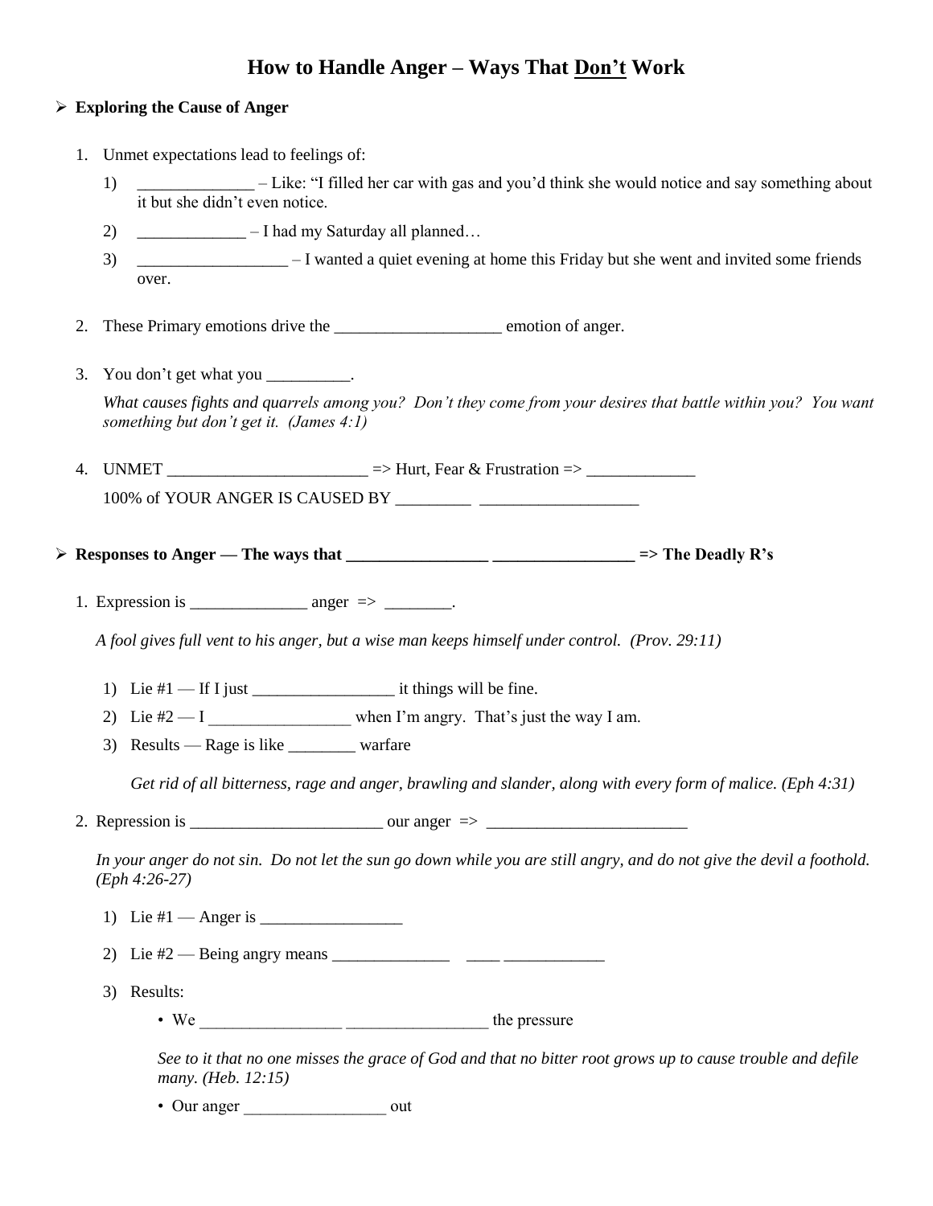# How to Handle Anger – Ways That <u>Don't</u> Work

- **Exploring the Cause of Anger**

1. Unmet expectations lead to feelings of:
    1) _____________ – Like: "I filled her car with gas and you'd think she would notice and say something about it but she didn't even notice.
    2) ____________ – I had my Saturday all planned…
    3) _________________ – I wanted a quiet evening at home this Friday but she went and invited some friends over.

2. These Primary emotions drive the ___________________ emotion of anger.

3. You don't get what you __________.

    *What causes fights and quarrels among you? Don't they come from your desires that battle within you? You want something but don't get it. (James 4:1)*

4. UNMET _______________________ => Hurt, Fear & Frustration => _____________

    100% of YOUR ANGER IS CAUSED BY _________ __________________

- **Responses to Anger — The ways that ________________ ________________ => The Deadly R's**

1. Expression is _____________ anger => ________.

    *A fool gives full vent to his anger, but a wise man keeps himself under control. (Prov. 29:11)*

    1) Lie #1 — If I just ________________ it things will be fine.
    2) Lie #2 — I ________________ when I'm angry. That's just the way I am.
    3) Results — Rage is like ________ warfare

    *Get rid of all bitterness, rage and anger, brawling and slander, along with every form of malice. (Eph 4:31)*

2. Repression is ______________________ our anger => _______________________

    *In your anger do not sin. Do not let the sun go down while you are still angry, and do not give the devil a foothold. (Eph 4:26-27)*

    1) Lie #1 — Anger is ________________
    2) Lie #2 — Being angry means _____________ ____ ____________
    3) Results:
        - We ________________ ________________ the pressure

        *See to it that no one misses the grace of God and that no bitter root grows up to cause trouble and defile many. (Heb. 12:15)*

        - Our anger ________________ out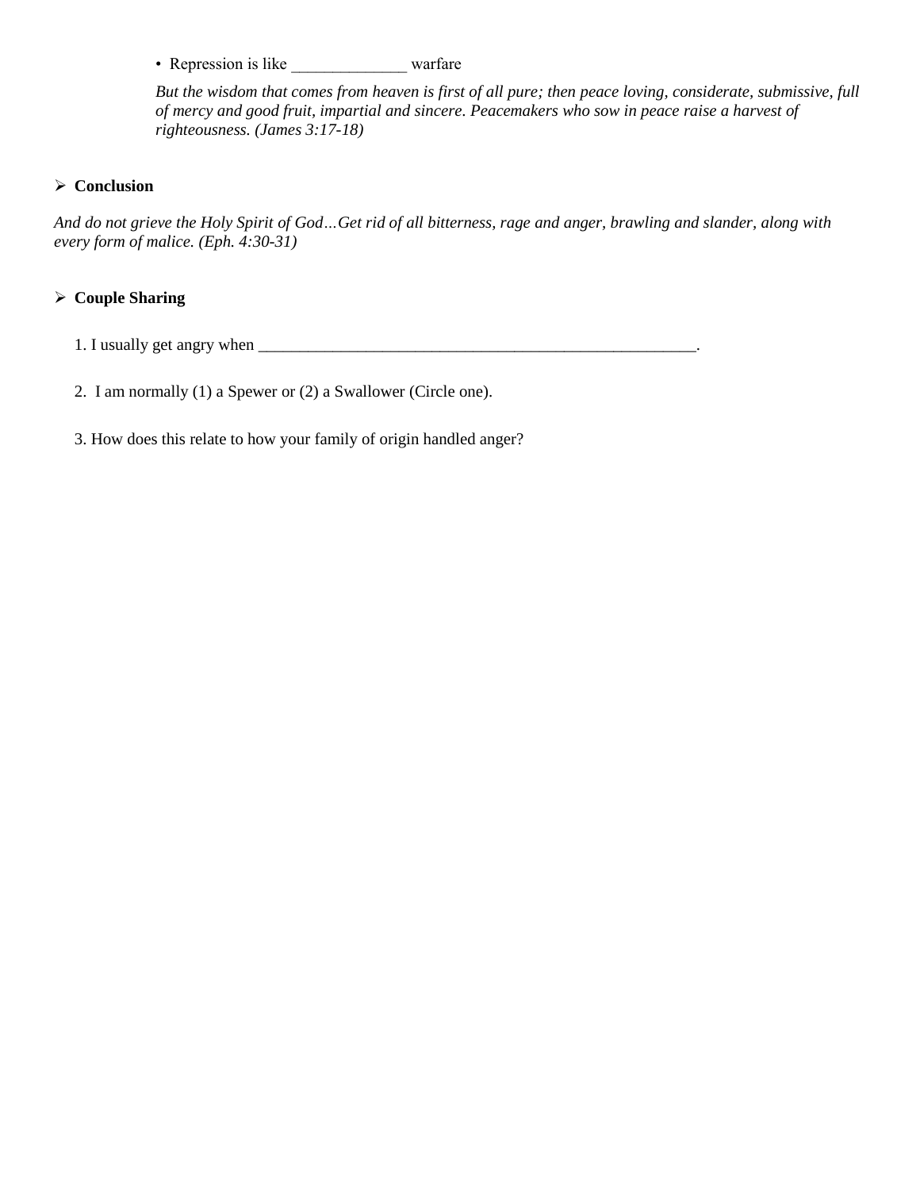- Repression is like _____________ warfare

  *But the wisdom that comes from heaven is first of all pure; then peace loving, considerate, submissive, full of mercy and good fruit, impartial and sincere. Peacemakers who sow in peace raise a harvest of righteousness. (James 3:17-18)*

## Conclusion

*And do not grieve the Holy Spirit of God…Get rid of all bitterness, rage and anger, brawling and slander, along with every form of malice. (Eph. 4:30-31)*

## Couple Sharing

1. I usually get angry when _______________________________________________________.

2. I am normally (1) a Spewer or (2) a Swallower (Circle one).

3. How does this relate to how your family of origin handled anger?